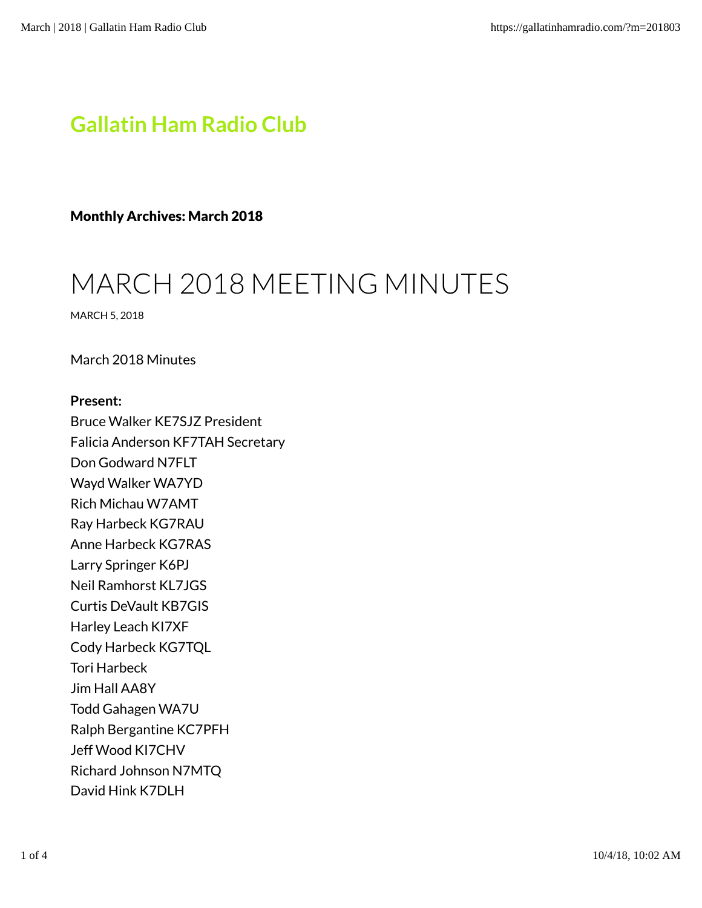# Gallatin Ham Radio Club

**Monthly Archives: March 2018**

## MARCH 2018 MEETING MINUTES

MARCH 5, 2018

March 2018 Minutes

**Present:**
Bruce Walker KE7SJZ President
Falicia Anderson KF7TAH Secretary
Don Godward N7FLT
Wayd Walker WA7YD
Rich Michau W7AMT
Ray Harbeck KG7RAU
Anne Harbeck KG7RAS
Larry Springer K6PJ
Neil Ramhorst KL7JGS
Curtis DeVault KB7GIS
Harley Leach KI7XF
Cody Harbeck KG7TQL
Tori Harbeck
Jim Hall AA8Y
Todd Gahagen WA7U
Ralph Bergantine KC7PFH
Jeff Wood KI7CHV
Richard Johnson N7MTQ
David Hink K7DLH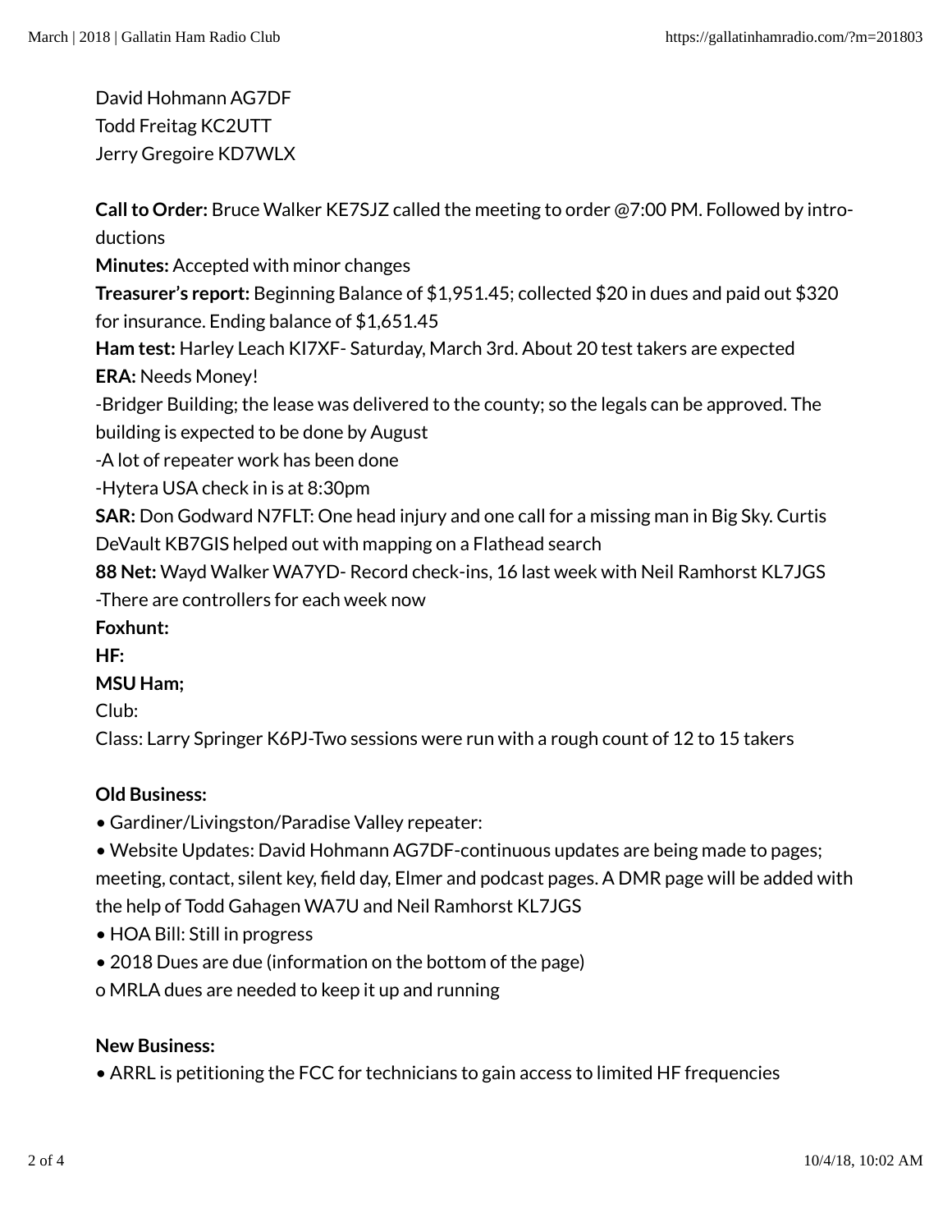David Hohmann AG7DF
Todd Freitag KC2UTT
Jerry Gregoire KD7WLX

**Call to Order:** Bruce Walker KE7SJZ called the meeting to order @7:00 PM. Followed by introductions
**Minutes:** Accepted with minor changes
**Treasurer's report:** Beginning Balance of $1,951.45; collected $20 in dues and paid out $320 for insurance. Ending balance of $1,651.45
**Ham test:** Harley Leach KI7XF- Saturday, March 3rd. About 20 test takers are expected
**ERA:** Needs Money!
-Bridger Building; the lease was delivered to the county; so the legals can be approved. The building is expected to be done by August
-A lot of repeater work has been done
-Hytera USA check in is at 8:30pm
**SAR:** Don Godward N7FLT: One head injury and one call for a missing man in Big Sky. Curtis DeVault KB7GIS helped out with mapping on a Flathead search
**88 Net:** Wayd Walker WA7YD- Record check-ins, 16 last week with Neil Ramhorst KL7JGS
-There are controllers for each week now
**Foxhunt:**
**HF:**
**MSU Ham;**
Club:
Class: Larry Springer K6PJ-Two sessions were run with a rough count of 12 to 15 takers

**Old Business:**
• Gardiner/Livingston/Paradise Valley repeater:
• Website Updates: David Hohmann AG7DF-continuous updates are being made to pages; meeting, contact, silent key, field day, Elmer and podcast pages. A DMR page will be added with the help of Todd Gahagen WA7U and Neil Ramhorst KL7JGS
• HOA Bill: Still in progress
• 2018 Dues are due (information on the bottom of the page)
o MRLA dues are needed to keep it up and running

**New Business:**
• ARRL is petitioning the FCC for technicians to gain access to limited HF frequencies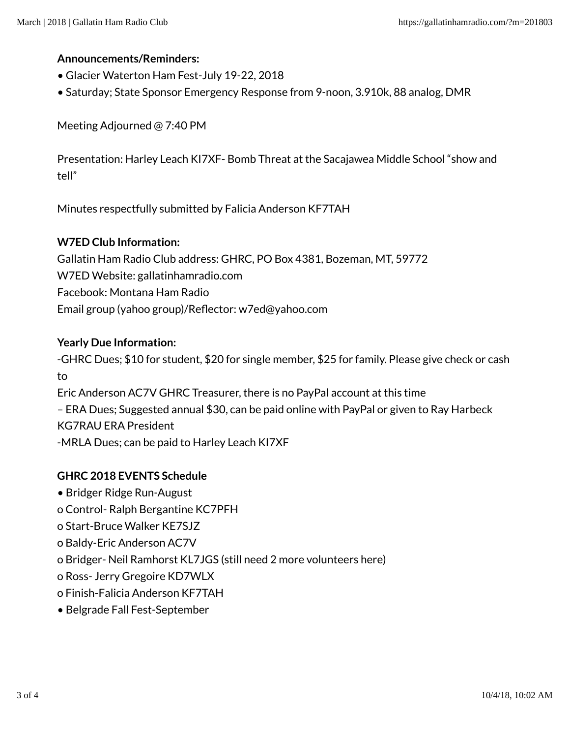**Announcements/Reminders:**

- Glacier Waterton Ham Fest-July 19-22, 2018
- Saturday; State Sponsor Emergency Response from 9-noon, 3.910k, 88 analog, DMR

Meeting Adjourned @ 7:40 PM

Presentation: Harley Leach KI7XF- Bomb Threat at the Sacajawea Middle School "show and tell"

Minutes respectfully submitted by Falicia Anderson KF7TAH

**W7ED Club Information:**

Gallatin Ham Radio Club address: GHRC, PO Box 4381, Bozeman, MT, 59772
W7ED Website: gallatinhamradio.com
Facebook: Montana Ham Radio
Email group (yahoo group)/Reflector: w7ed@yahoo.com

**Yearly Due Information:**

-GHRC Dues; $10 for student, $20 for single member, $25 for family. Please give check or cash to
Eric Anderson AC7V GHRC Treasurer, there is no PayPal account at this time
– ERA Dues; Suggested annual $30, can be paid online with PayPal or given to Ray Harbeck KG7RAU ERA President
-MRLA Dues; can be paid to Harley Leach KI7XF

**GHRC 2018 EVENTS Schedule**

- Bridger Ridge Run-August
  - o Control- Ralph Bergantine KC7PFH
  - o Start-Bruce Walker KE7SJZ
  - o Baldy-Eric Anderson AC7V
  - o Bridger- Neil Ramhorst KL7JGS (still need 2 more volunteers here)
  - o Ross- Jerry Gregoire KD7WLX
  - o Finish-Falicia Anderson KF7TAH
- Belgrade Fall Fest-September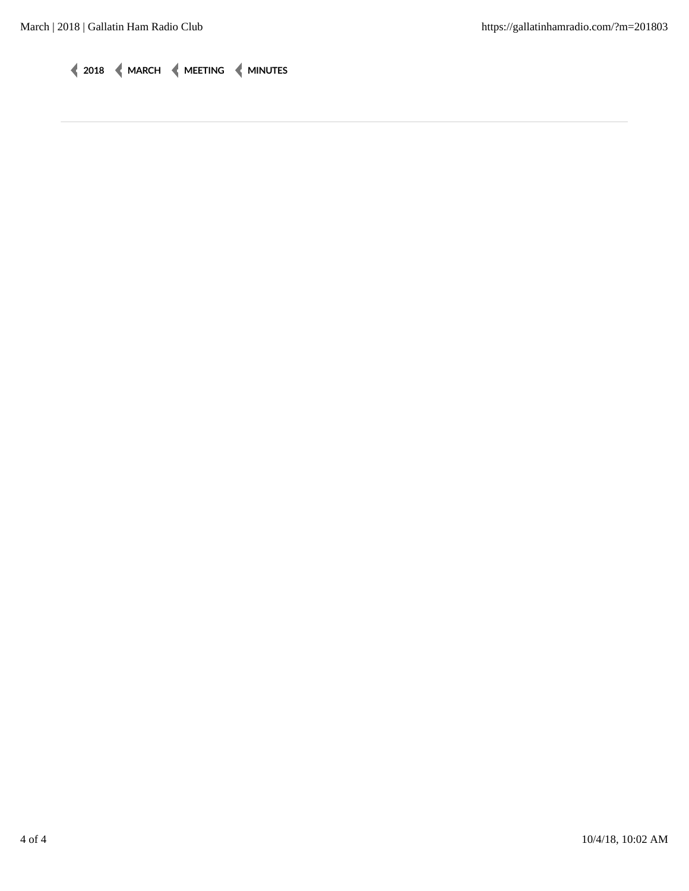2018 MARCH MEETING MINUTES

---